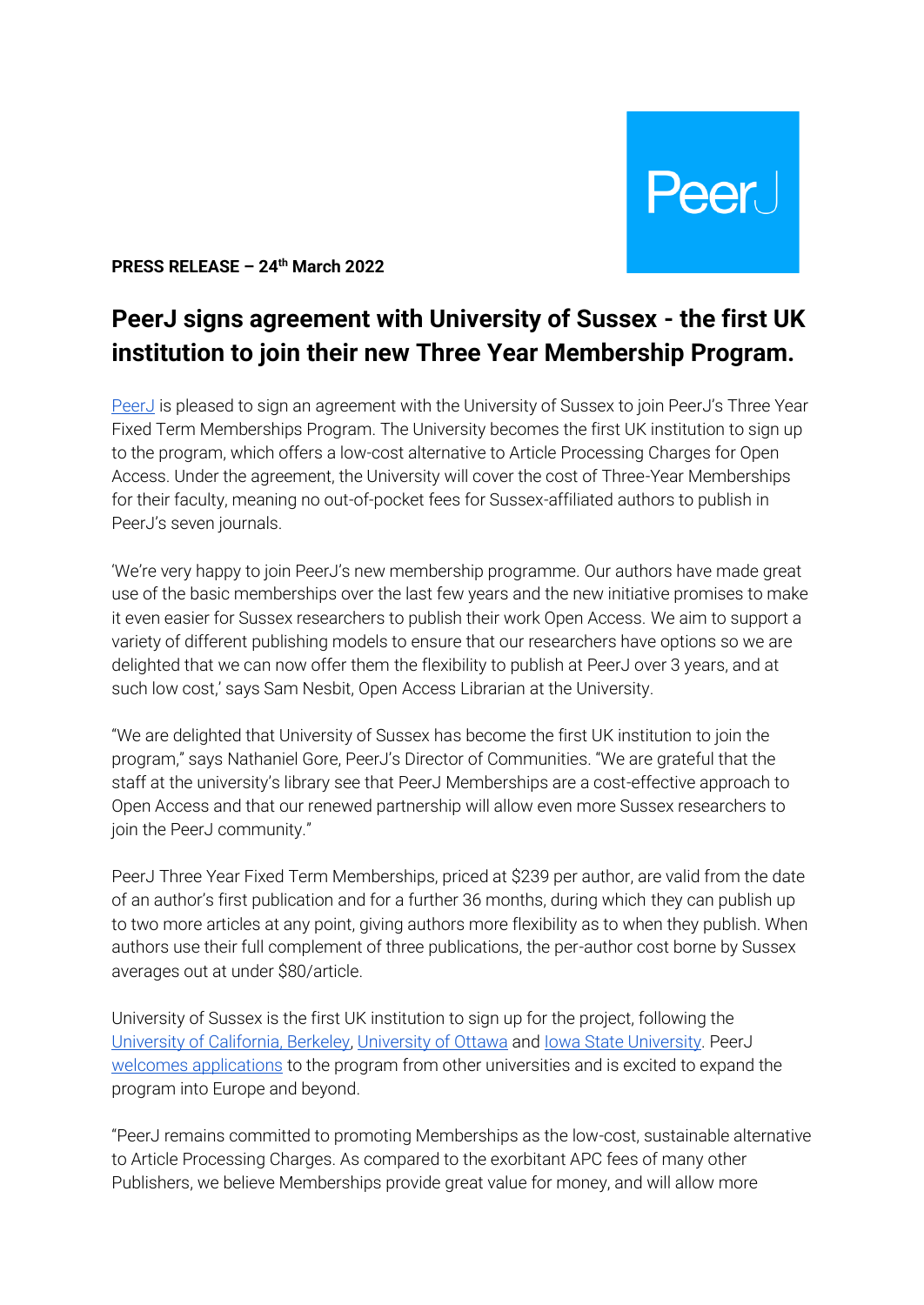PeerJ

**PRESS RELEASE – 24th March 2022**

# PeerJ signs agreement with University of Sussex - the first UK institution to join their new Three Year Membership Program.

PeerJ is pleased to sign an agreement with the University of Sussex to join PeerJ's Three Year Fixed Term Memberships Program. The University becomes the first UK institution to sign up to the program, which offers a low-cost alternative to Article Processing Charges for Open Access. Under the agreement, the University will cover the cost of Three-Year Memberships for their faculty, meaning no out-of-pocket fees for Sussex-affiliated authors to publish in PeerJ's seven journals.

'We're very happy to join PeerJ's new membership programme. Our authors have made great use of the basic memberships over the last few years and the new initiative promises to make it even easier for Sussex researchers to publish their work Open Access. We aim to support a variety of different publishing models to ensure that our researchers have options so we are delighted that we can now offer them the flexibility to publish at PeerJ over 3 years, and at such low cost,' says Sam Nesbit, Open Access Librarian at the University.

"We are delighted that University of Sussex has become the first UK institution to join the program," says Nathaniel Gore, PeerJ's Director of Communities. "We are grateful that the staff at the university's library see that PeerJ Memberships are a cost-effective approach to Open Access and that our renewed partnership will allow even more Sussex researchers to join the PeerJ community."

PeerJ Three Year Fixed Term Memberships, priced at $239 per author, are valid from the date of an author's first publication and for a further 36 months, during which they can publish up to two more articles at any point, giving authors more flexibility as to when they publish. When authors use their full complement of three publications, the per-author cost borne by Sussex averages out at under $80/article.

University of Sussex is the first UK institution to sign up for the project, following the University of California, Berkeley, University of Ottawa and Iowa State University. PeerJ welcomes applications to the program from other universities and is excited to expand the program into Europe and beyond.

"PeerJ remains committed to promoting Memberships as the low-cost, sustainable alternative to Article Processing Charges. As compared to the exorbitant APC fees of many other Publishers, we believe Memberships provide great value for money, and will allow more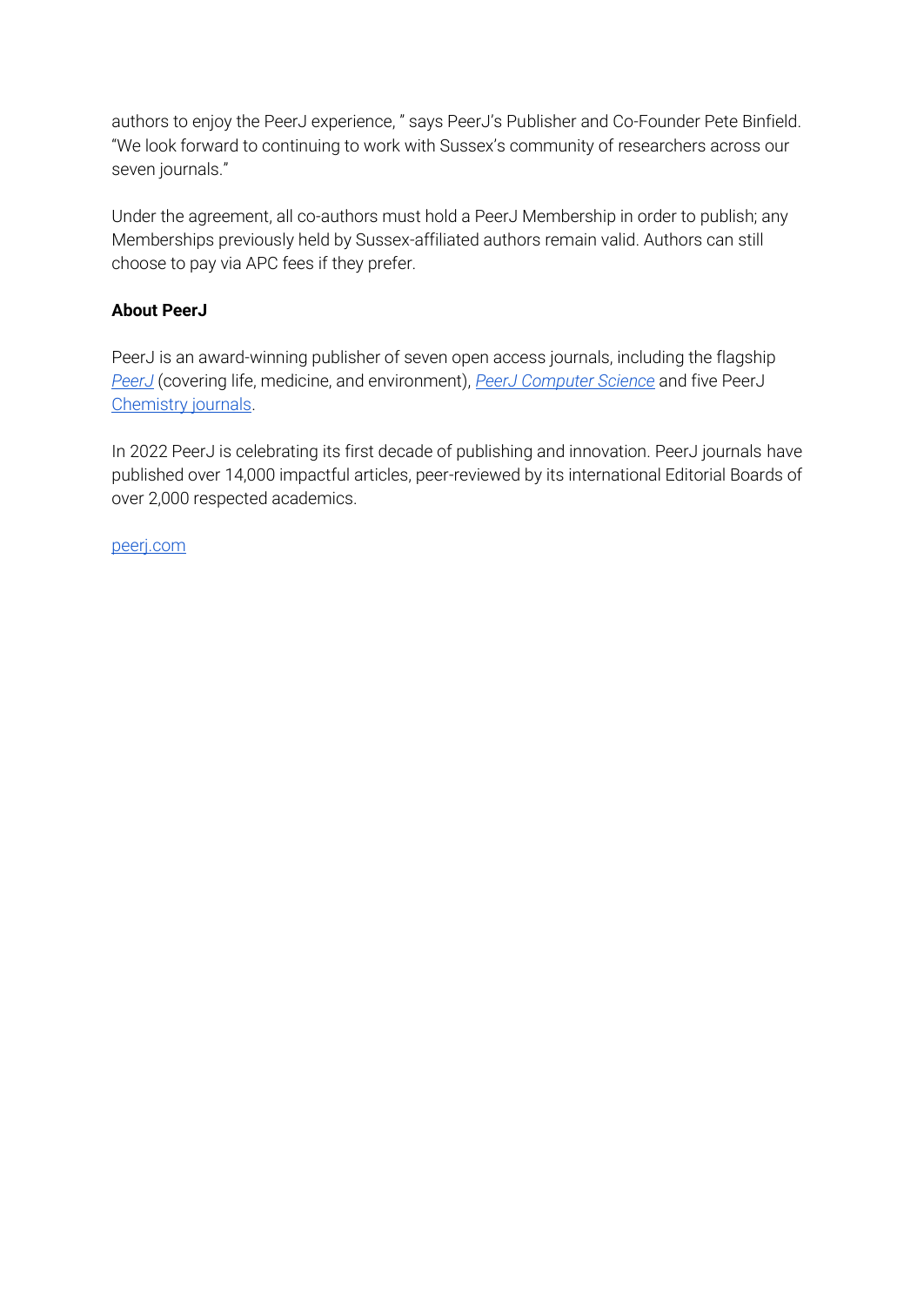authors to enjoy the PeerJ experience, " says PeerJ's Publisher and Co-Founder Pete Binfield. "We look forward to continuing to work with Sussex's community of researchers across our seven journals."

Under the agreement, all co-authors must hold a PeerJ Membership in order to publish; any Memberships previously held by Sussex-affiliated authors remain valid. Authors can still choose to pay via APC fees if they prefer.

**About PeerJ**

PeerJ is an award-winning publisher of seven open access journals, including the flagship *PeerJ* (covering life, medicine, and environment), *PeerJ Computer Science* and five PeerJ Chemistry journals.

In 2022 PeerJ is celebrating its first decade of publishing and innovation. PeerJ journals have published over 14,000 impactful articles, peer-reviewed by its international Editorial Boards of over 2,000 respected academics.

peerj.com